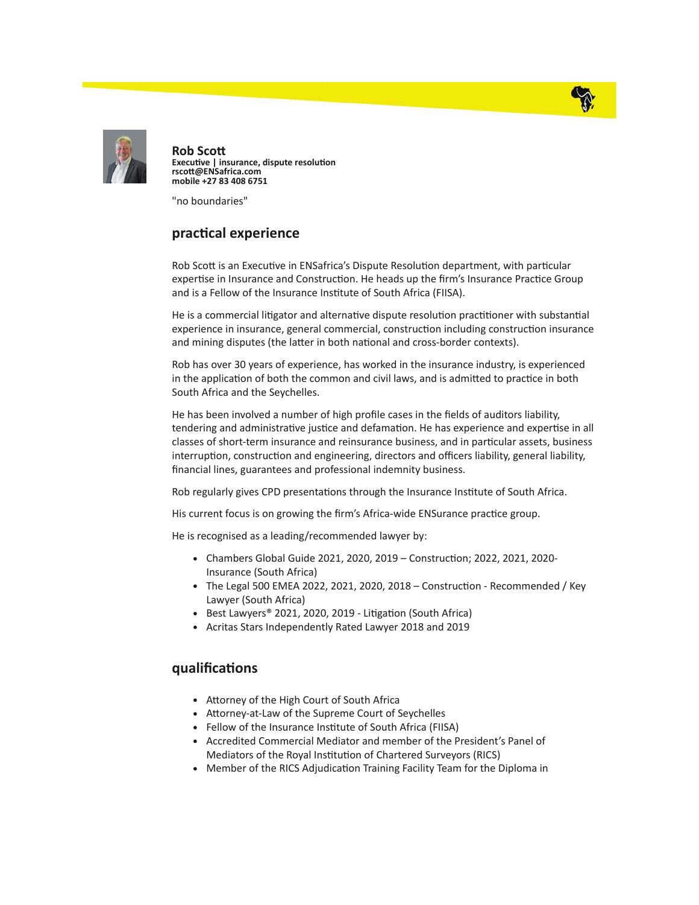**Rob Scott**
**Executive | insurance, dispute resolution**
**rscott@ENSafrica.com**
**mobile +27 83 408 6751**

"no boundaries"

## practical experience

Rob Scott is an Executive in ENSafrica's Dispute Resolution department, with particular expertise in Insurance and Construction. He heads up the firm's Insurance Practice Group and is a Fellow of the Insurance Institute of South Africa (FIISA).

He is a commercial litigator and alternative dispute resolution practitioner with substantial experience in insurance, general commercial, construction including construction insurance and mining disputes (the latter in both national and cross-border contexts).

Rob has over 30 years of experience, has worked in the insurance industry, is experienced in the application of both the common and civil laws, and is admitted to practice in both South Africa and the Seychelles.

He has been involved a number of high profile cases in the fields of auditors liability, tendering and administrative justice and defamation. He has experience and expertise in all classes of short-term insurance and reinsurance business, and in particular assets, business interruption, construction and engineering, directors and officers liability, general liability, financial lines, guarantees and professional indemnity business.

Rob regularly gives CPD presentations through the Insurance Institute of South Africa.

His current focus is on growing the firm's Africa-wide ENSurance practice group.

He is recognised as a leading/recommended lawyer by:

- Chambers Global Guide 2021, 2020, 2019 – Construction; 2022, 2021, 2020- Insurance (South Africa)
- The Legal 500 EMEA 2022, 2021, 2020, 2018 – Construction - Recommended / Key Lawyer (South Africa)
- Best Lawyers® 2021, 2020, 2019 - Litigation (South Africa)
- Acritas Stars Independently Rated Lawyer 2018 and 2019

## qualifications

- Attorney of the High Court of South Africa
- Attorney-at-Law of the Supreme Court of Seychelles
- Fellow of the Insurance Institute of South Africa (FIISA)
- Accredited Commercial Mediator and member of the President's Panel of Mediators of the Royal Institution of Chartered Surveyors (RICS)
- Member of the RICS Adjudication Training Facility Team for the Diploma in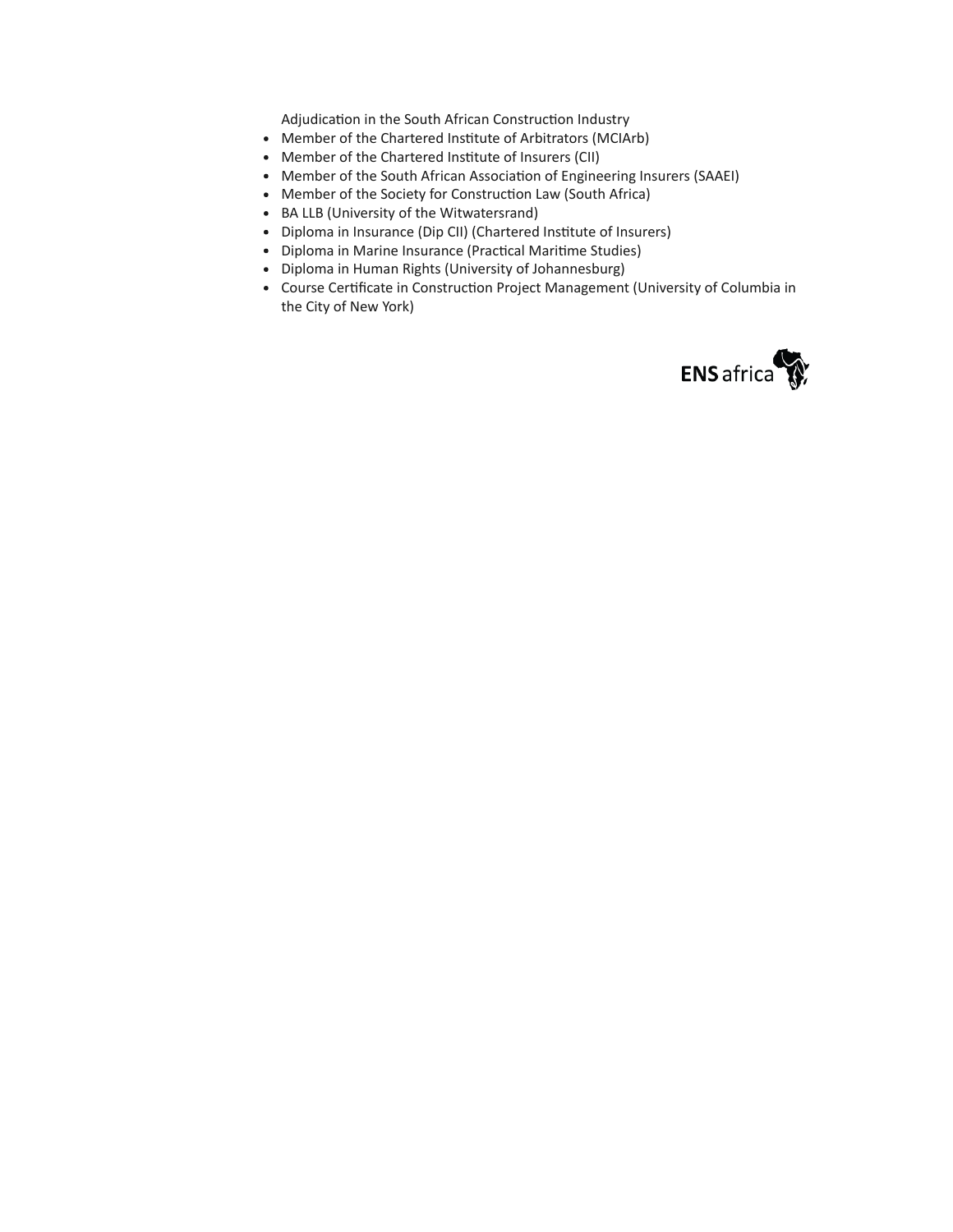Adjudication in the South African Construction Industry

- Member of the Chartered Institute of Arbitrators (MCIArb)
- Member of the Chartered Institute of Insurers (CII)
- Member of the South African Association of Engineering Insurers (SAAEI)
- Member of the Society for Construction Law (South Africa)
- BA LLB (University of the Witwatersrand)
- Diploma in Insurance (Dip CII) (Chartered Institute of Insurers)
- Diploma in Marine Insurance (Practical Maritime Studies)
- Diploma in Human Rights (University of Johannesburg)
- Course Certificate in Construction Project Management (University of Columbia in the City of New York)

**ENS** africa